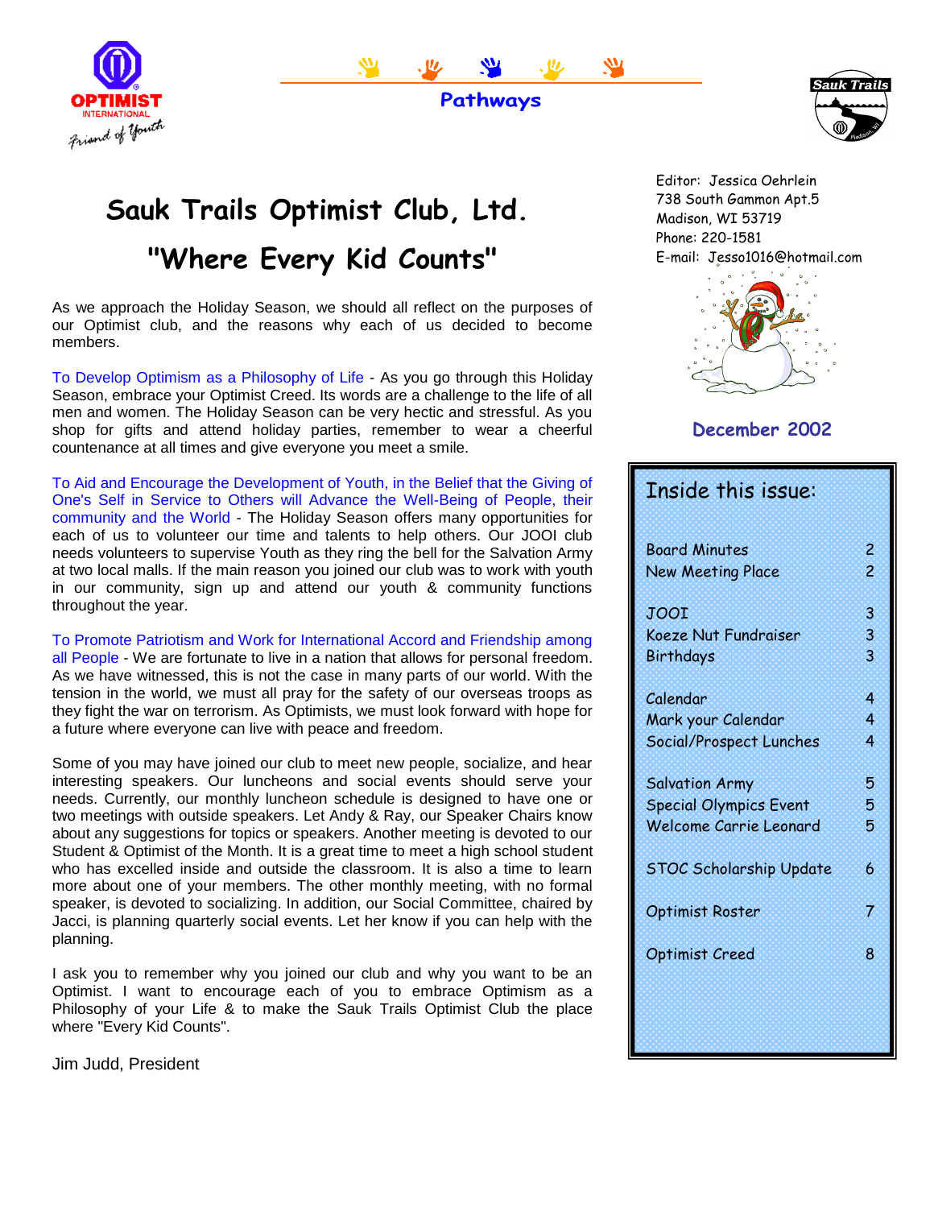Pathways

# Sauk Trails Optimist Club, Ltd.

## "Where Every Kid Counts"

Editor: Jessica Oehrlein
738 South Gammon Apt.5
Madison, WI 53719
Phone: 220-1581
E-mail: Jesso1016@hotmail.com

**December 2002**

As we approach the Holiday Season, we should all reflect on the purposes of our Optimist club, and the reasons why each of us decided to become members.

To Develop Optimism as a Philosophy of Life - As you go through this Holiday Season, embrace your Optimist Creed. Its words are a challenge to the life of all men and women. The Holiday Season can be very hectic and stressful. As you shop for gifts and attend holiday parties, remember to wear a cheerful countenance at all times and give everyone you meet a smile.

To Aid and Encourage the Development of Youth, in the Belief that the Giving of One's Self in Service to Others will Advance the Well-Being of People, their community and the World - The Holiday Season offers many opportunities for each of us to volunteer our time and talents to help others. Our JOOI club needs volunteers to supervise Youth as they ring the bell for the Salvation Army at two local malls. If the main reason you joined our club was to work with youth in our community, sign up and attend our youth & community functions throughout the year.

To Promote Patriotism and Work for International Accord and Friendship among all People - We are fortunate to live in a nation that allows for personal freedom. As we have witnessed, this is not the case in many parts of our world. With the tension in the world, we must all pray for the safety of our overseas troops as they fight the war on terrorism. As Optimists, we must look forward with hope for a future where everyone can live with peace and freedom.

Some of you may have joined our club to meet new people, socialize, and hear interesting speakers. Our luncheons and social events should serve your needs. Currently, our monthly luncheon schedule is designed to have one or two meetings with outside speakers. Let Andy & Ray, our Speaker Chairs know about any suggestions for topics or speakers. Another meeting is devoted to our Student & Optimist of the Month. It is a great time to meet a high school student who has excelled inside and outside the classroom. It is also a time to learn more about one of your members. The other monthly meeting, with no formal speaker, is devoted to socializing. In addition, our Social Committee, chaired by Jacci, is planning quarterly social events. Let her know if you can help with the planning.

I ask you to remember why you joined our club and why you want to be an Optimist. I want to encourage each of you to embrace Optimism as a Philosophy of your Life & to make the Sauk Trails Optimist Club the place where "Every Kid Counts".

Jim Judd, President

### Inside this issue:

| | |
|---|---|
| Board Minutes | 2 |
| New Meeting Place | 2 |
| JOOI | 3 |
| Koeze Nut Fundraiser | 3 |
| Birthdays | 3 |
| Calendar | 4 |
| Mark your Calendar | 4 |
| Social/Prospect Lunches | 4 |
| Salvation Army | 5 |
| Special Olympics Event | 5 |
| Welcome Carrie Leonard | 5 |
| STOC Scholarship Update | 6 |
| Optimist Roster | 7 |
| Optimist Creed | 8 |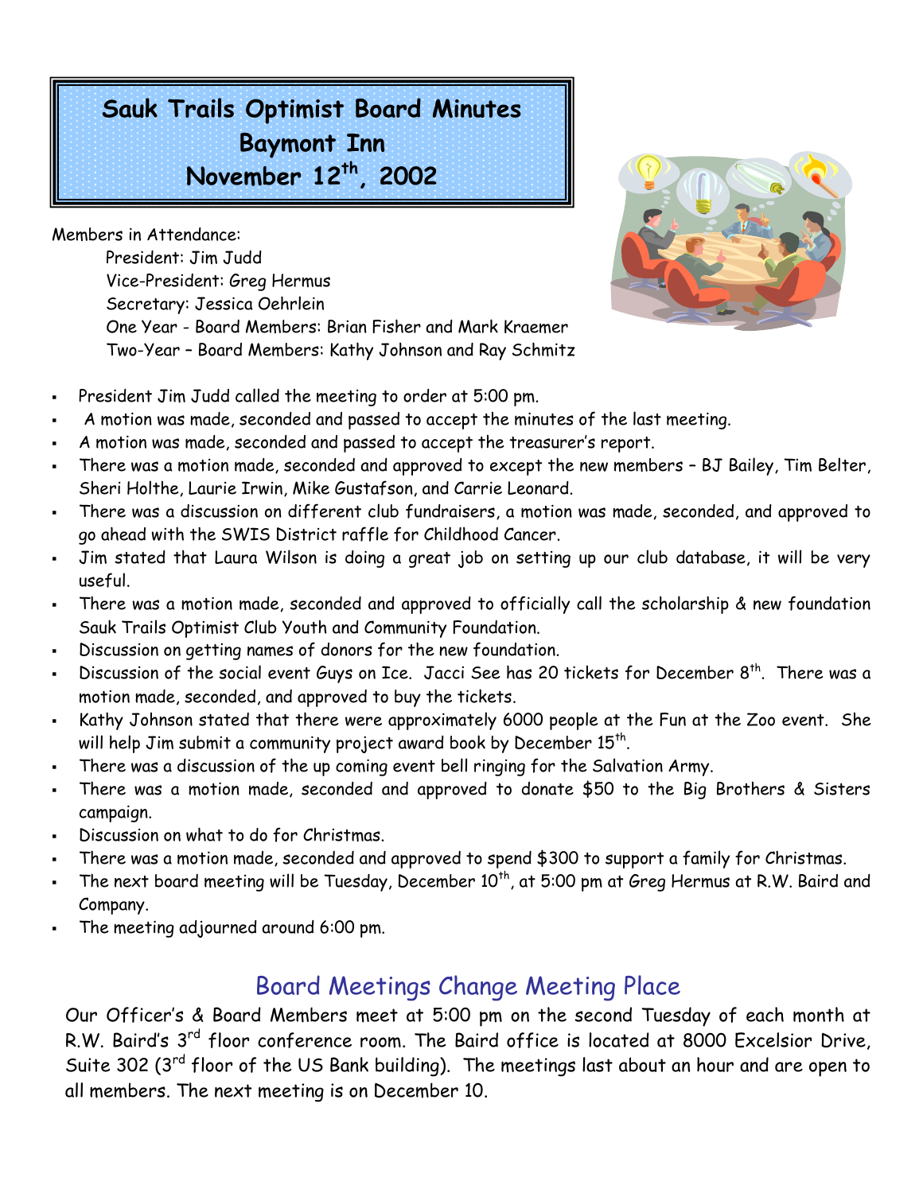# Sauk Trails Optimist Board Minutes
# Baymont Inn
# November 12th, 2002

Members in Attendance:

- President: Jim Judd
- Vice-President: Greg Hermus
- Secretary: Jessica Oehrlein
- One Year - Board Members: Brian Fisher and Mark Kraemer
- Two-Year – Board Members: Kathy Johnson and Ray Schmitz

- President Jim Judd called the meeting to order at 5:00 pm.
- A motion was made, seconded and passed to accept the minutes of the last meeting.
- A motion was made, seconded and passed to accept the treasurer's report.
- There was a motion made, seconded and approved to except the new members – BJ Bailey, Tim Belter, Sheri Holthe, Laurie Irwin, Mike Gustafson, and Carrie Leonard.
- There was a discussion on different club fundraisers, a motion was made, seconded, and approved to go ahead with the SWIS District raffle for Childhood Cancer.
- Jim stated that Laura Wilson is doing a great job on setting up our club database, it will be very useful.
- There was a motion made, seconded and approved to officially call the scholarship & new foundation Sauk Trails Optimist Club Youth and Community Foundation.
- Discussion on getting names of donors for the new foundation.
- Discussion of the social event Guys on Ice. Jacci See has 20 tickets for December 8th. There was a motion made, seconded, and approved to buy the tickets.
- Kathy Johnson stated that there were approximately 6000 people at the Fun at the Zoo event. She will help Jim submit a community project award book by December 15th.
- There was a discussion of the up coming event bell ringing for the Salvation Army.
- There was a motion made, seconded and approved to donate $50 to the Big Brothers & Sisters campaign.
- Discussion on what to do for Christmas.
- There was a motion made, seconded and approved to spend $300 to support a family for Christmas.
- The next board meeting will be Tuesday, December 10th, at 5:00 pm at Greg Hermus at R.W. Baird and Company.
- The meeting adjourned around 6:00 pm.

## Board Meetings Change Meeting Place

Our Officer's & Board Members meet at 5:00 pm on the second Tuesday of each month at R.W. Baird's 3rd floor conference room. The Baird office is located at 8000 Excelsior Drive, Suite 302 (3rd floor of the US Bank building). The meetings last about an hour and are open to all members. The next meeting is on December 10.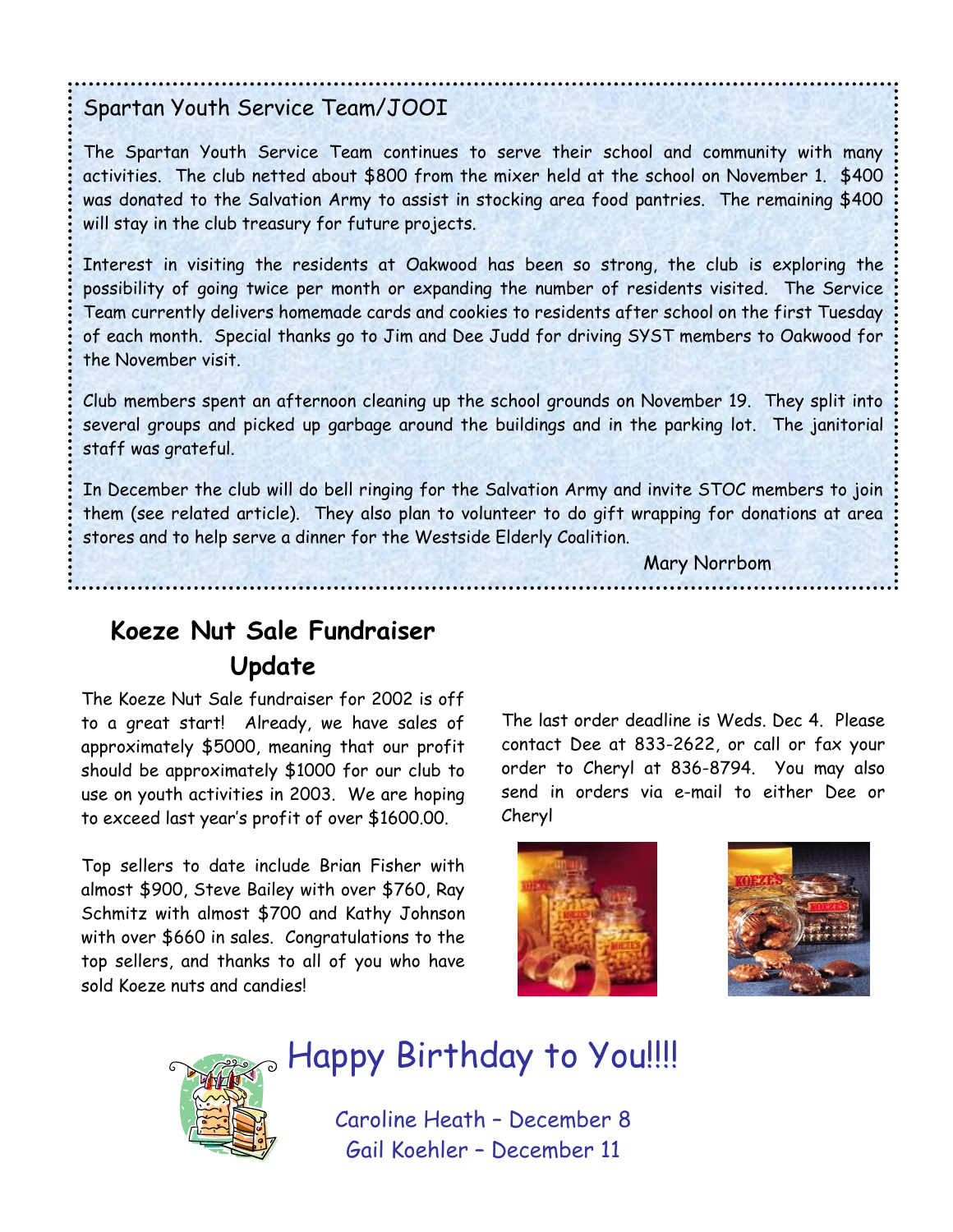## Spartan Youth Service Team/JOOI

The Spartan Youth Service Team continues to serve their school and community with many activities. The club netted about $800 from the mixer held at the school on November 1. $400 was donated to the Salvation Army to assist in stocking area food pantries. The remaining $400 will stay in the club treasury for future projects.

Interest in visiting the residents at Oakwood has been so strong, the club is exploring the possibility of going twice per month or expanding the number of residents visited. The Service Team currently delivers homemade cards and cookies to residents after school on the first Tuesday of each month. Special thanks go to Jim and Dee Judd for driving SYST members to Oakwood for the November visit.

Club members spent an afternoon cleaning up the school grounds on November 19. They split into several groups and picked up garbage around the buildings and in the parking lot. The janitorial staff was grateful.

In December the club will do bell ringing for the Salvation Army and invite STOC members to join them (see related article). They also plan to volunteer to do gift wrapping for donations at area stores and to help serve a dinner for the Westside Elderly Coalition.

Mary Norrbom

## Koeze Nut Sale Fundraiser Update

The Koeze Nut Sale fundraiser for 2002 is off to a great start! Already, we have sales of approximately $5000, meaning that our profit should be approximately $1000 for our club to use on youth activities in 2003. We are hoping to exceed last year's profit of over $1600.00.

Top sellers to date include Brian Fisher with almost $900, Steve Bailey with over $760, Ray Schmitz with almost $700 and Kathy Johnson with over $660 in sales. Congratulations to the top sellers, and thanks to all of you who have sold Koeze nuts and candies!

The last order deadline is Weds. Dec 4. Please contact Dee at 833-2622, or call or fax your order to Cheryl at 836-8794. You may also send in orders via e-mail to either Dee or Cheryl

## Happy Birthday to You!!!!

Caroline Heath – December 8
Gail Koehler – December 11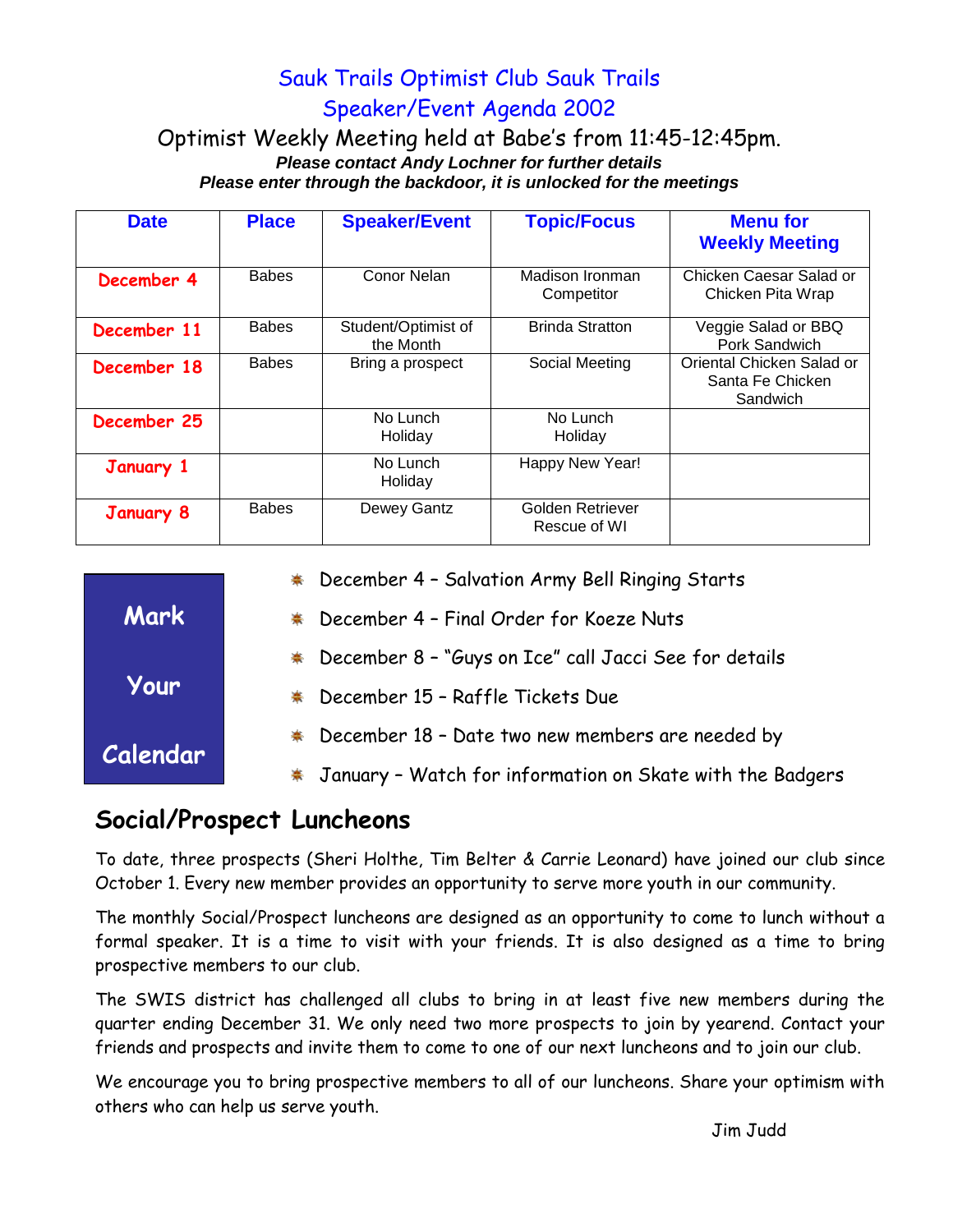# Sauk Trails Optimist Club Sauk Trails

## Speaker/Event Agenda 2002

Optimist Weekly Meeting held at Babe's from 11:45-12:45pm.

***Please contact Andy Lochner for further details***

***Please enter through the backdoor, it is unlocked for the meetings***

| Date | Place | Speaker/Event | Topic/Focus | Menu for Weekly Meeting |
|---|---|---|---|---|
| December 4 | Babes | Conor Nelan | Madison Ironman Competitor | Chicken Caesar Salad or Chicken Pita Wrap |
| December 11 | Babes | Student/Optimist of the Month | Brinda Stratton | Veggie Salad or BBQ Pork Sandwich |
| December 18 | Babes | Bring a prospect | Social Meeting | Oriental Chicken Salad or Santa Fe Chicken Sandwich |
| December 25 | | No Lunch Holiday | No Lunch Holiday | |
| January 1 | | No Lunch Holiday | Happy New Year! | |
| January 8 | Babes | Dewey Gantz | Golden Retriever Rescue of WI | |

**Mark Your Calendar**

- December 4 – Salvation Army Bell Ringing Starts
- December 4 – Final Order for Koeze Nuts
- December 8 – "Guys on Ice" call Jacci See for details
- December 15 – Raffle Tickets Due
- December 18 – Date two new members are needed by
- January – Watch for information on Skate with the Badgers

## Social/Prospect Luncheons

To date, three prospects (Sheri Holthe, Tim Belter & Carrie Leonard) have joined our club since October 1. Every new member provides an opportunity to serve more youth in our community.

The monthly Social/Prospect luncheons are designed as an opportunity to come to lunch without a formal speaker. It is a time to visit with your friends. It is also designed as a time to bring prospective members to our club.

The SWIS district has challenged all clubs to bring in at least five new members during the quarter ending December 31. We only need two more prospects to join by yearend. Contact your friends and prospects and invite them to come to one of our next luncheons and to join our club.

We encourage you to bring prospective members to all of our luncheons. Share your optimism with others who can help us serve youth.

Jim Judd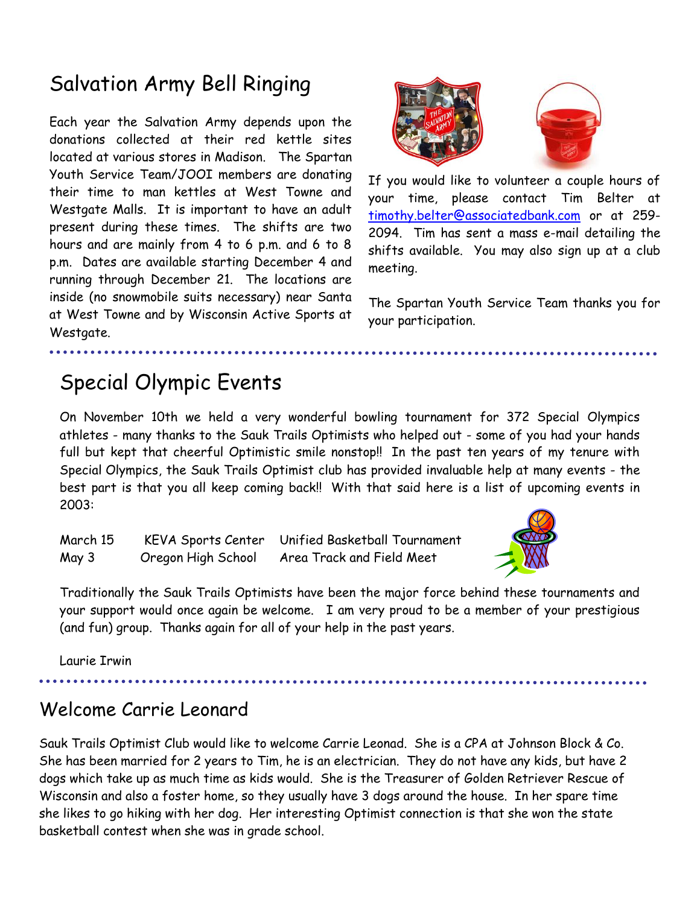## Salvation Army Bell Ringing

Each year the Salvation Army depends upon the donations collected at their red kettle sites located at various stores in Madison. The Spartan Youth Service Team/JOOI members are donating their time to man kettles at West Towne and Westgate Malls. It is important to have an adult present during these times. The shifts are two hours and are mainly from 4 to 6 p.m. and 6 to 8 p.m. Dates are available starting December 4 and running through December 21. The locations are inside (no snowmobile suits necessary) near Santa at West Towne and by Wisconsin Active Sports at Westgate.

If you would like to volunteer a couple hours of your time, please contact Tim Belter at timothy.belter@associatedbank.com or at 259-2094. Tim has sent a mass e-mail detailing the shifts available. You may also sign up at a club meeting.

The Spartan Youth Service Team thanks you for your participation.

## Special Olympic Events

On November 10th we held a very wonderful bowling tournament for 372 Special Olympics athletes - many thanks to the Sauk Trails Optimists who helped out - some of you had your hands full but kept that cheerful Optimistic smile nonstop!! In the past ten years of my tenure with Special Olympics, the Sauk Trails Optimist club has provided invaluable help at many events - the best part is that you all keep coming back!! With that said here is a list of upcoming events in 2003:

| | | |
|---|---|---|
| March 15 | KEVA Sports Center | Unified Basketball Tournament |
| May 3 | Oregon High School | Area Track and Field Meet |

Traditionally the Sauk Trails Optimists have been the major force behind these tournaments and your support would once again be welcome. I am very proud to be a member of your prestigious (and fun) group. Thanks again for all of your help in the past years.

Laurie Irwin

## Welcome Carrie Leonard

Sauk Trails Optimist Club would like to welcome Carrie Leonad. She is a CPA at Johnson Block & Co. She has been married for 2 years to Tim, he is an electrician. They do not have any kids, but have 2 dogs which take up as much time as kids would. She is the Treasurer of Golden Retriever Rescue of Wisconsin and also a foster home, so they usually have 3 dogs around the house. In her spare time she likes to go hiking with her dog. Her interesting Optimist connection is that she won the state basketball contest when she was in grade school.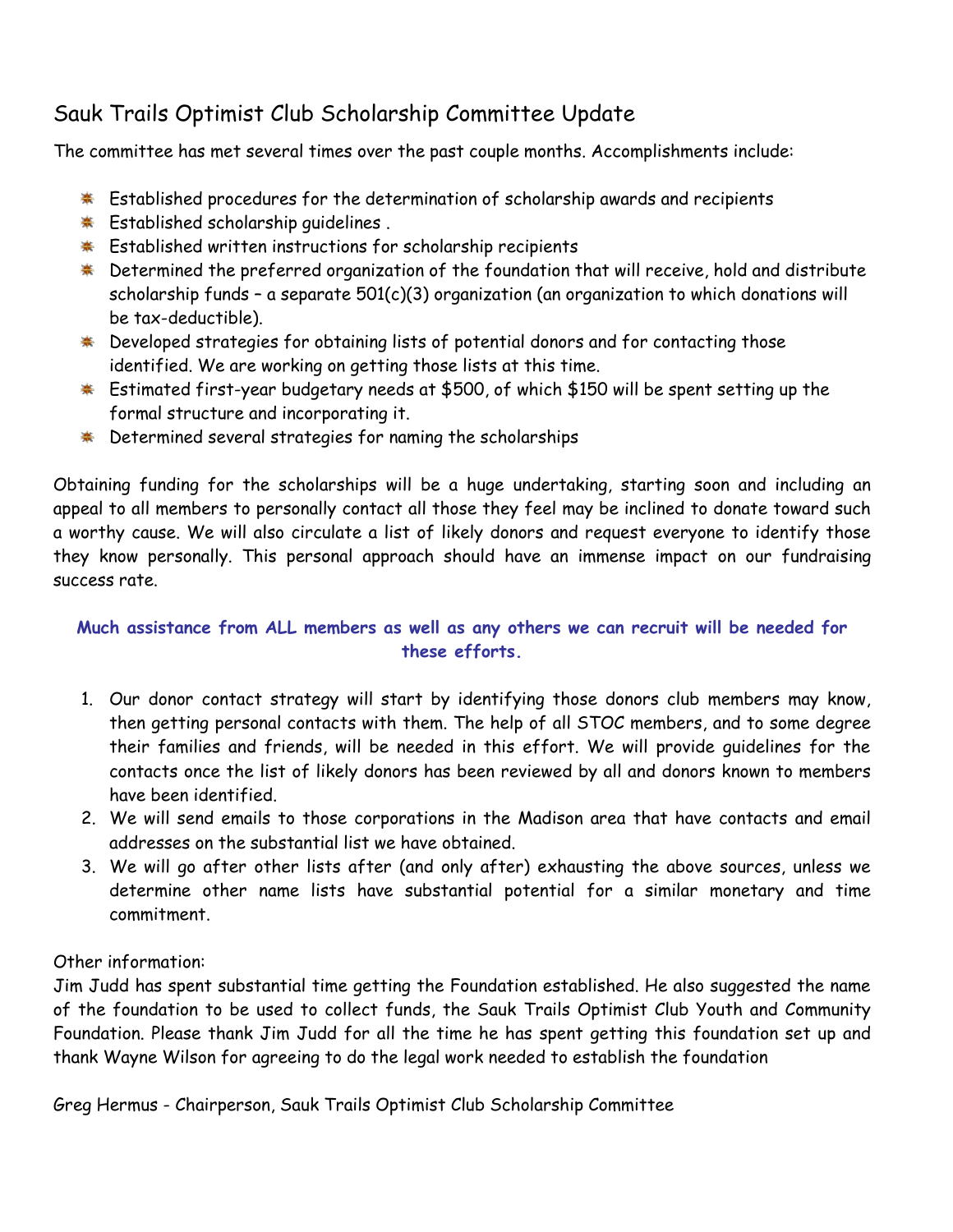# Sauk Trails Optimist Club Scholarship Committee Update

The committee has met several times over the past couple months. Accomplishments include:

- Established procedures for the determination of scholarship awards and recipients
- Established scholarship guidelines .
- Established written instructions for scholarship recipients
- Determined the preferred organization of the foundation that will receive, hold and distribute scholarship funds – a separate 501(c)(3) organization (an organization to which donations will be tax-deductible).
- Developed strategies for obtaining lists of potential donors and for contacting those identified. We are working on getting those lists at this time.
- Estimated first-year budgetary needs at $500, of which $150 will be spent setting up the formal structure and incorporating it.
- Determined several strategies for naming the scholarships

Obtaining funding for the scholarships will be a huge undertaking, starting soon and including an appeal to all members to personally contact all those they feel may be inclined to donate toward such a worthy cause. We will also circulate a list of likely donors and request everyone to identify those they know personally. This personal approach should have an immense impact on our fundraising success rate.

**Much assistance from ALL members as well as any others we can recruit will be needed for these efforts.**

1. Our donor contact strategy will start by identifying those donors club members may know, then getting personal contacts with them. The help of all STOC members, and to some degree their families and friends, will be needed in this effort. We will provide guidelines for the contacts once the list of likely donors has been reviewed by all and donors known to members have been identified.
2. We will send emails to those corporations in the Madison area that have contacts and email addresses on the substantial list we have obtained.
3. We will go after other lists after (and only after) exhausting the above sources, unless we determine other name lists have substantial potential for a similar monetary and time commitment.

Other information:
Jim Judd has spent substantial time getting the Foundation established. He also suggested the name of the foundation to be used to collect funds, the Sauk Trails Optimist Club Youth and Community Foundation. Please thank Jim Judd for all the time he has spent getting this foundation set up and thank Wayne Wilson for agreeing to do the legal work needed to establish the foundation

Greg Hermus - Chairperson, Sauk Trails Optimist Club Scholarship Committee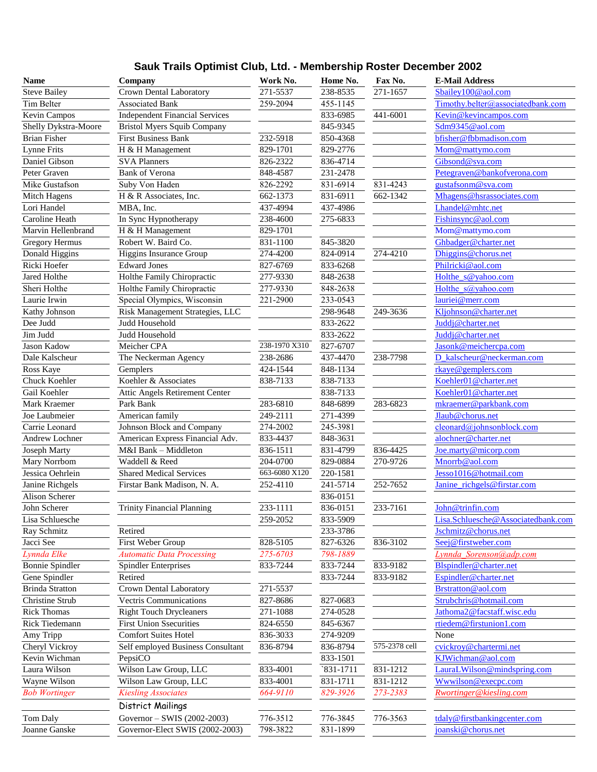## Sauk Trails Optimist Club, Ltd. - Membership Roster December 2002

| Name | Company | Work No. | Home No. | Fax No. | E-Mail Address |
|---|---|---|---|---|---|
| Steve Bailey | Crown Dental Laboratory | 271-5537 | 238-8535 | 271-1657 | Sbailey100@aol.com |
| Tim Belter | Associated Bank | 259-2094 | 455-1145 | | Timothy.belter@associatedbank.com |
| Kevin Campos | Independent Financial Services | | 833-6985 | 441-6001 | Kevin@kevincampos.com |
| Shelly Dykstra-Moore | Bristol Myers Squib Company | | 845-9345 | | Sdm9345@aol.com |
| Brian Fisher | First Business Bank | 232-5918 | 850-4368 | | bfisher@fbbmadison.com |
| Lynne Frits | H & H Management | 829-1701 | 829-2776 | | Mom@mattymo.com |
| Daniel Gibson | SVA Planners | 826-2322 | 836-4714 | | Gibsond@sva.com |
| Peter Graven | Bank of Verona | 848-4587 | 231-2478 | | Petegraven@bankofverona.com |
| Mike Gustafson | Suby Von Haden | 826-2292 | 831-6914 | 831-4243 | gustafsonm@sva.com |
| Mitch Hagens | H & R Associates, Inc. | 662-1373 | 831-6911 | 662-1342 | Mhagens@hsrassociates.com |
| Lori Handel | MBA, Inc. | 437-4994 | 437-4986 | | Lhandel@mhtc.net |
| Caroline Heath | In Sync Hypnotherapy | 238-4600 | 275-6833 | | Fishinsync@aol.com |
| Marvin Hellenbrand | H & H Management | 829-1701 | | | Mom@mattymo.com |
| Gregory Hermus | Robert W. Baird Co. | 831-1100 | 845-3820 | | Ghbadger@charter.net |
| Donald Higgins | Higgins Insurance Group | 274-4200 | 824-0914 | 274-4210 | Dhiggins@chorus.net |
| Ricki Hoefer | Edward Jones | 827-6769 | 833-6268 | | Philricki@aol.com |
| Jared Holthe | Holthe Family Chiropractic | 277-9330 | 848-2638 | | Holthe_s@yahoo.com |
| Sheri Holthe | Holthe Family Chiropractic | 277-9330 | 848-2638 | | Holthe_s@yahoo.com |
| Laurie Irwin | Special Olympics, Wisconsin | 221-2900 | 233-0543 | | lauriei@merr.com |
| Kathy Johnson | Risk Management Strategies, LLC | | 298-9648 | 249-3636 | Kljohnson@charter.net |
| Dee Judd | Judd Household | | 833-2622 | | Juddj@charter.net |
| Jim Judd | Judd Household | | 833-2622 | | Juddj@charter.net |
| Jason Kadow | Meicher CPA | 238-1970 X310 | 827-6707 | | Jasonk@meichercpa.com |
| Dale Kalscheur | The Neckerman Agency | 238-2686 | 437-4470 | 238-7798 | D_kalscheur@neckerman.com |
| Ross Kaye | Gemplers | 424-1544 | 848-1134 | | rkaye@gemplers.com |
| Chuck Koehler | Koehler & Associates | 838-7133 | 838-7133 | | Koehler01@charter.net |
| Gail Koehler | Attic Angels Retirement Center | | 838-7133 | | Koehler01@charter.net |
| Mark Kraemer | Park Bank | 283-6810 | 848-6899 | 283-6823 | mkraemer@parkbank.com |
| Joe Laubmeier | American family | 249-2111 | 271-4399 | | Jlaub@chorus.net |
| Carrie Leonard | Johnson Block and Company | 274-2002 | 245-3981 | | cleonard@johnsonblock.com |
| Andrew Lochner | American Express Financial Adv. | 833-4437 | 848-3631 | | alochner@charter.net |
| Joseph Marty | M&I Bank – Middleton | 836-1511 | 831-4799 | 836-4425 | Joe.marty@micorp.com |
| Mary Norrbom | Waddell & Reed | 204-0700 | 829-0884 | 270-9726 | Mnorrb@aol.com |
| Jessica Oehrlein | Shared Medical Services | 663-6080 X120 | 220-1581 | | Jesso1016@hotmail.com |
| Janine Richgels | Firstar Bank Madison, N. A. | 252-4110 | 241-5714 | 252-7652 | Janine_richgels@firstar.com |
| Alison Scherer | | | 836-0151 | | |
| John Scherer | Trinity Financial Planning | 233-1111 | 836-0151 | 233-7161 | John@trinfin.com |
| Lisa Schluesche | | 259-2052 | 833-5909 | | Lisa.Schluesche@Associatedbank.com |
| Ray Schmitz | Retired | | 233-3786 | | Jschmitz@chorus.net |
| Jacci See | First Weber Group | 828-5105 | 827-6326 | 836-3102 | Seej@firstweber.com |
| *Lynnda Elke* | *Automatic Data Processing* | *275-6703* | *798-1889* | | *Lynnda_Sorenson@adp.com* |
| Bonnie Spindler | Spindler Enterprises | 833-7244 | 833-7244 | 833-9182 | Blspindler@charter.net |
| Gene Spindler | Retired | | 833-7244 | 833-9182 | Espindler@charter.net |
| Brinda Stratton | Crown Dental Laboratory | 271-5537 | | | Brstratton@aol.com |
| Christine Strub | Vectris Communications | 827-8686 | 827-0683 | | Strubchris@hotmail.com |
| Rick Thomas | Right Touch Drycleaners | 271-1088 | 274-0528 | | Jathoma2@facstaff.wisc.edu |
| Rick Tiedemann | First Union Ssecurities | 824-6550 | 845-6367 | | rtiedem@firstunion1.com |
| Amy Tripp | Comfort Suites Hotel | 836-3033 | 274-9209 | | None |
| Cheryl Vickroy | Self employed Business Consultant | 836-8794 | 836-8794 | 575-2378 cell | cvickroy@chartermi.net |
| Kevin Wichman | PepsiCO | | 833-1501 | | KJWichman@aol.com |
| Laura Wilson | Wilson Law Group, LLC | 833-4001 | `831-1711 | 831-1212 | LauraLWilson@mindspring.com |
| Wayne Wilson | Wilson Law Group, LLC | 833-4001 | 831-1711 | 831-1212 | Wwwilson@execpc.com |
| *Bob Wortinger* | *Kiesling Associates* | *664-9110* | *829-3926* | *273-2383* | *Rwortinger@kiesling.com* |
| | District Mailings | | | | |
| Tom Daly | Governor – SWIS (2002-2003) | 776-3512 | 776-3845 | 776-3563 | tdaly@firstbankingcenter.com |
| Joanne Ganske | Governor-Elect SWIS (2002-2003) | 798-3822 | 831-1899 | | joanski@chorus.net |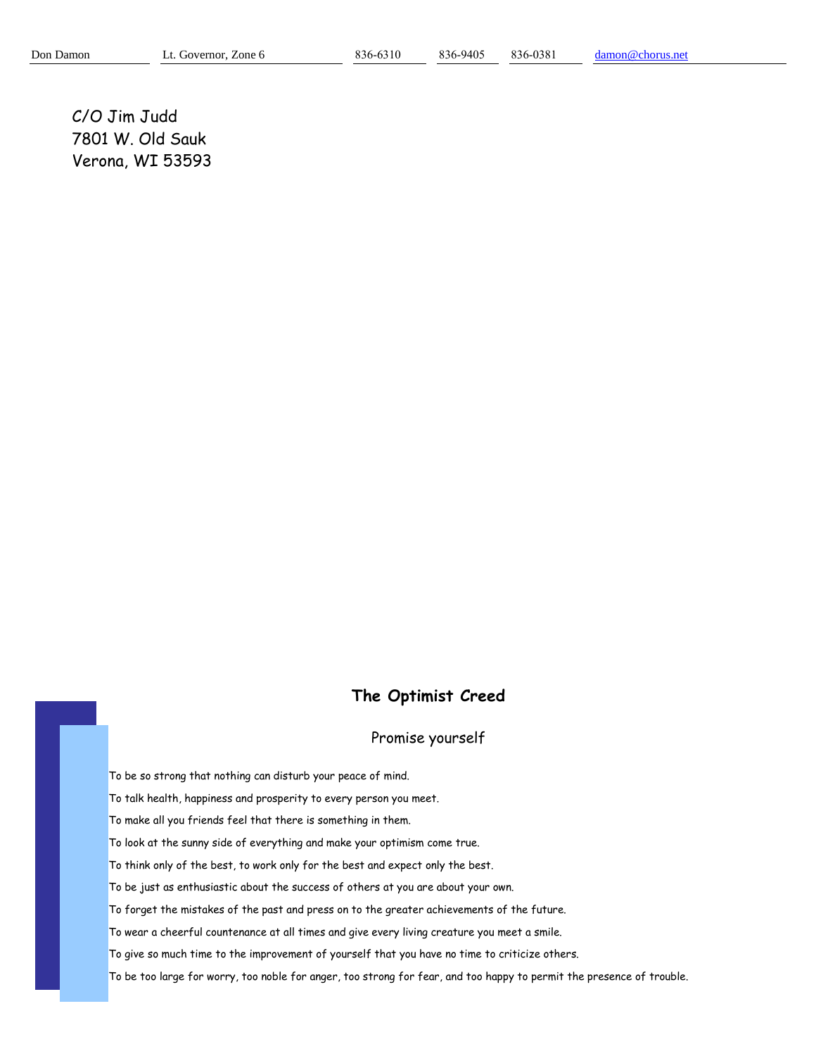Don Damon | Lt. Governor, Zone 6 | 836-6310 | 836-9405 | 836-0381 | damon@chorus.net

C/O Jim Judd
7801 W. Old Sauk
Verona, WI 53593

## The Optimist Creed

Promise yourself

To be so strong that nothing can disturb your peace of mind.

To talk health, happiness and prosperity to every person you meet.

To make all you friends feel that there is something in them.

To look at the sunny side of everything and make your optimism come true.

To think only of the best, to work only for the best and expect only the best.

To be just as enthusiastic about the success of others at you are about your own.

To forget the mistakes of the past and press on to the greater achievements of the future.

To wear a cheerful countenance at all times and give every living creature you meet a smile.

To give so much time to the improvement of yourself that you have no time to criticize others.

To be too large for worry, too noble for anger, too strong for fear, and too happy to permit the presence of trouble.